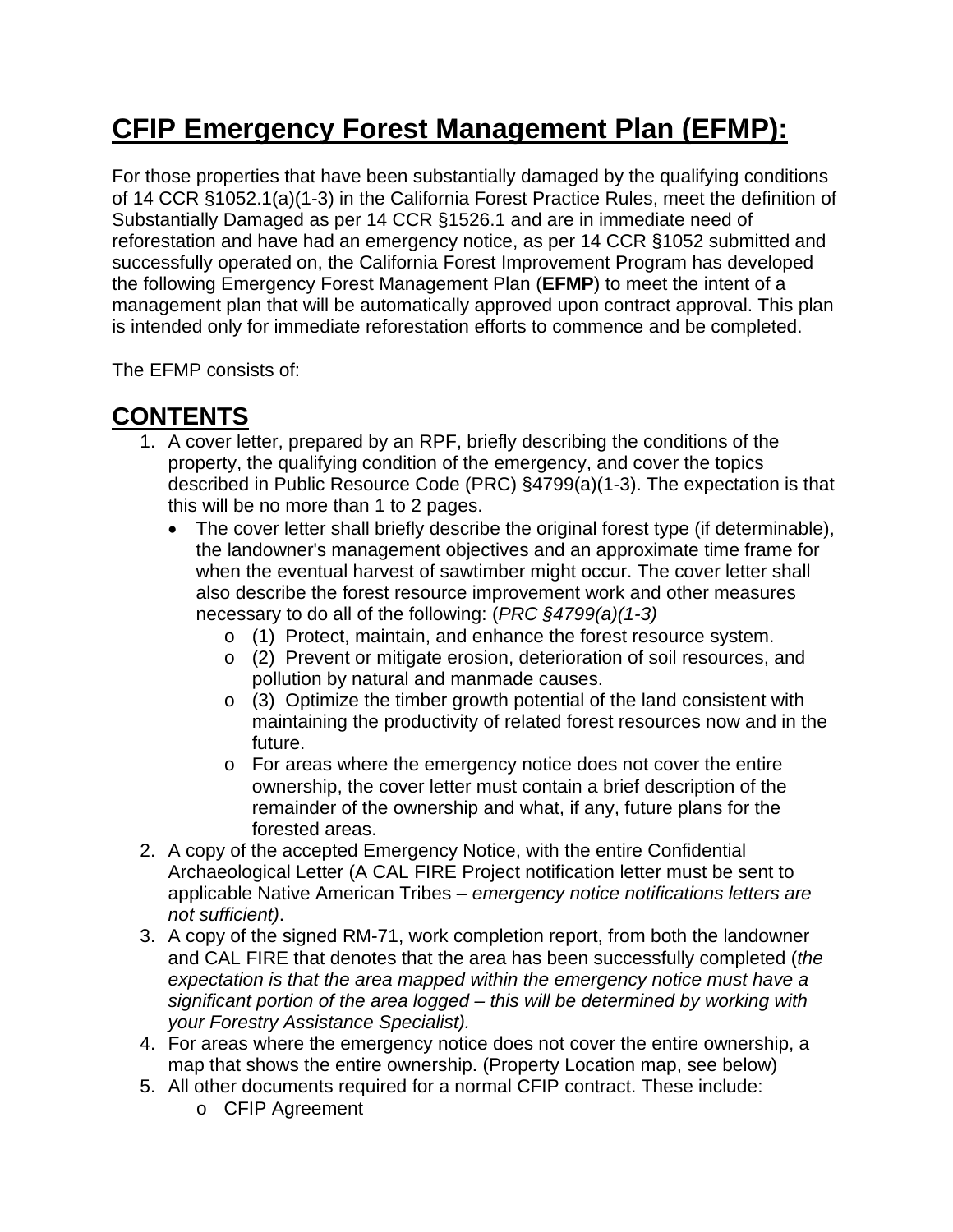# CFIP Emergency Forest Management Plan (EFMP):

For those properties that have been substantially damaged by the qualifying conditions of 14 CCR §1052.1(a)(1-3) in the California Forest Practice Rules, meet the definition of Substantially Damaged as per 14 CCR §1526.1 and are in immediate need of reforestation and have had an emergency notice, as per 14 CCR §1052 submitted and successfully operated on, the California Forest Improvement Program has developed the following Emergency Forest Management Plan (**EFMP**) to meet the intent of a management plan that will be automatically approved upon contract approval. This plan is intended only for immediate reforestation efforts to commence and be completed.

The EFMP consists of:

## CONTENTS

1. A cover letter, prepared by an RPF, briefly describing the conditions of the property, the qualifying condition of the emergency, and cover the topics described in Public Resource Code (PRC) §4799(a)(1-3). The expectation is that this will be no more than 1 to 2 pages.
   - The cover letter shall briefly describe the original forest type (if determinable), the landowner's management objectives and an approximate time frame for when the eventual harvest of sawtimber might occur. The cover letter shall also describe the forest resource improvement work and other measures necessary to do all of the following: (*PRC §4799(a)(1-3)*)
     - (1) Protect, maintain, and enhance the forest resource system.
     - (2) Prevent or mitigate erosion, deterioration of soil resources, and pollution by natural and manmade causes.
     - (3) Optimize the timber growth potential of the land consistent with maintaining the productivity of related forest resources now and in the future.
     - For areas where the emergency notice does not cover the entire ownership, the cover letter must contain a brief description of the remainder of the ownership and what, if any, future plans for the forested areas.
2. A copy of the accepted Emergency Notice, with the entire Confidential Archaeological Letter (A CAL FIRE Project notification letter must be sent to applicable Native American Tribes – *emergency notice notifications letters are not sufficient)*.
3. A copy of the signed RM-71, work completion report, from both the landowner and CAL FIRE that denotes that the area has been successfully completed (*the expectation is that the area mapped within the emergency notice must have a significant portion of the area logged – this will be determined by working with your Forestry Assistance Specialist).*
4. For areas where the emergency notice does not cover the entire ownership, a map that shows the entire ownership. (Property Location map, see below)
5. All other documents required for a normal CFIP contract. These include:
   - CFIP Agreement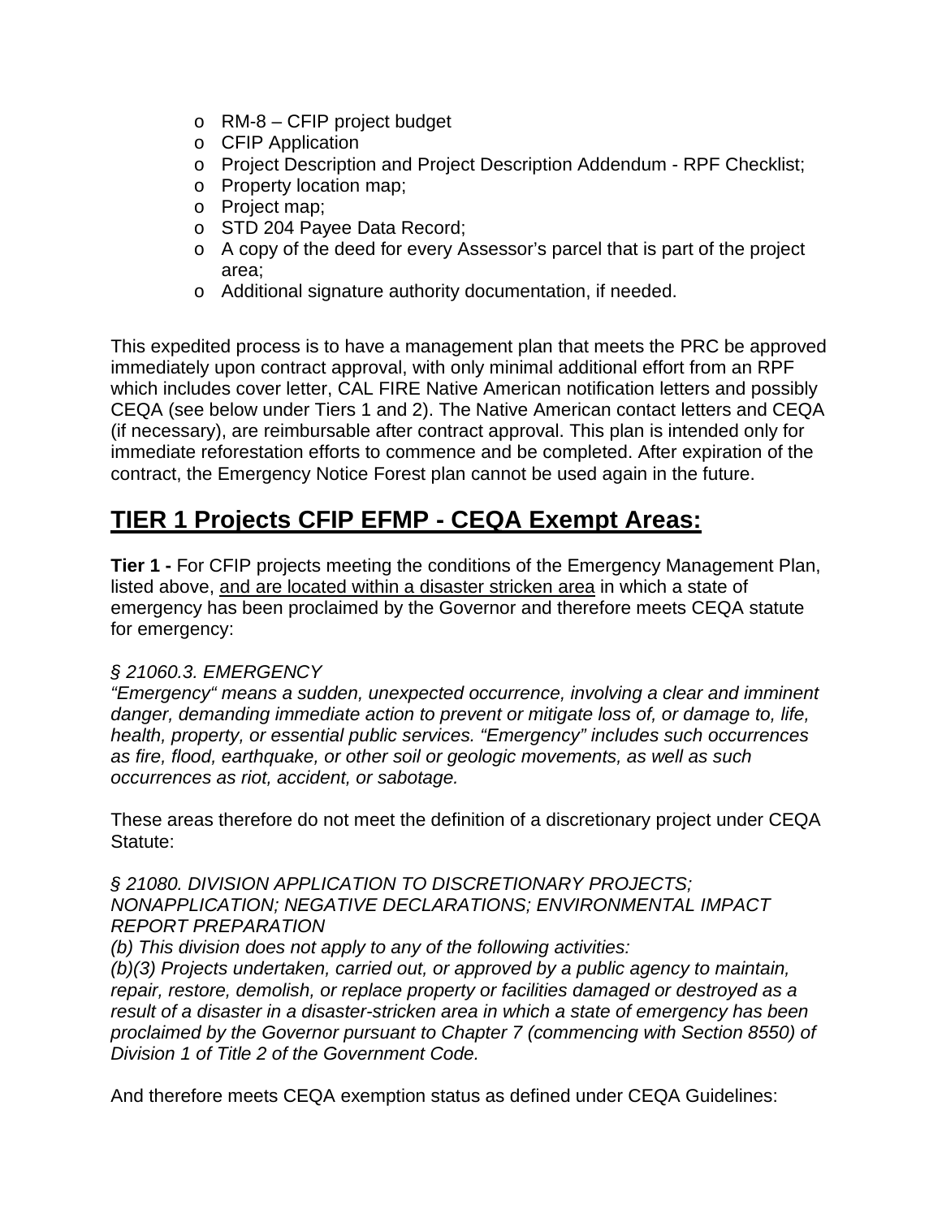- RM-8 – CFIP project budget
- CFIP Application
- Project Description and Project Description Addendum - RPF Checklist;
- Property location map;
- Project map;
- STD 204 Payee Data Record;
- A copy of the deed for every Assessor's parcel that is part of the project area;
- Additional signature authority documentation, if needed.

This expedited process is to have a management plan that meets the PRC be approved immediately upon contract approval, with only minimal additional effort from an RPF which includes cover letter, CAL FIRE Native American notification letters and possibly CEQA (see below under Tiers 1 and 2). The Native American contact letters and CEQA (if necessary), are reimbursable after contract approval. This plan is intended only for immediate reforestation efforts to commence and be completed. After expiration of the contract, the Emergency Notice Forest plan cannot be used again in the future.

## <u>TIER 1 Projects CFIP EFMP - CEQA Exempt Areas:</u>

**Tier 1 -** For CFIP projects meeting the conditions of the Emergency Management Plan, listed above, <u>and are located within a disaster stricken area</u> in which a state of emergency has been proclaimed by the Governor and therefore meets CEQA statute for emergency:

*§ 21060.3. EMERGENCY*
*"Emergency" means a sudden, unexpected occurrence, involving a clear and imminent danger, demanding immediate action to prevent or mitigate loss of, or damage to, life, health, property, or essential public services. "Emergency" includes such occurrences as fire, flood, earthquake, or other soil or geologic movements, as well as such occurrences as riot, accident, or sabotage.*

These areas therefore do not meet the definition of a discretionary project under CEQA Statute:

*§ 21080. DIVISION APPLICATION TO DISCRETIONARY PROJECTS; NONAPPLICATION; NEGATIVE DECLARATIONS; ENVIRONMENTAL IMPACT REPORT PREPARATION*
*(b) This division does not apply to any of the following activities:*
*(b)(3) Projects undertaken, carried out, or approved by a public agency to maintain, repair, restore, demolish, or replace property or facilities damaged or destroyed as a result of a disaster in a disaster-stricken area in which a state of emergency has been proclaimed by the Governor pursuant to Chapter 7 (commencing with Section 8550) of Division 1 of Title 2 of the Government Code.*

And therefore meets CEQA exemption status as defined under CEQA Guidelines: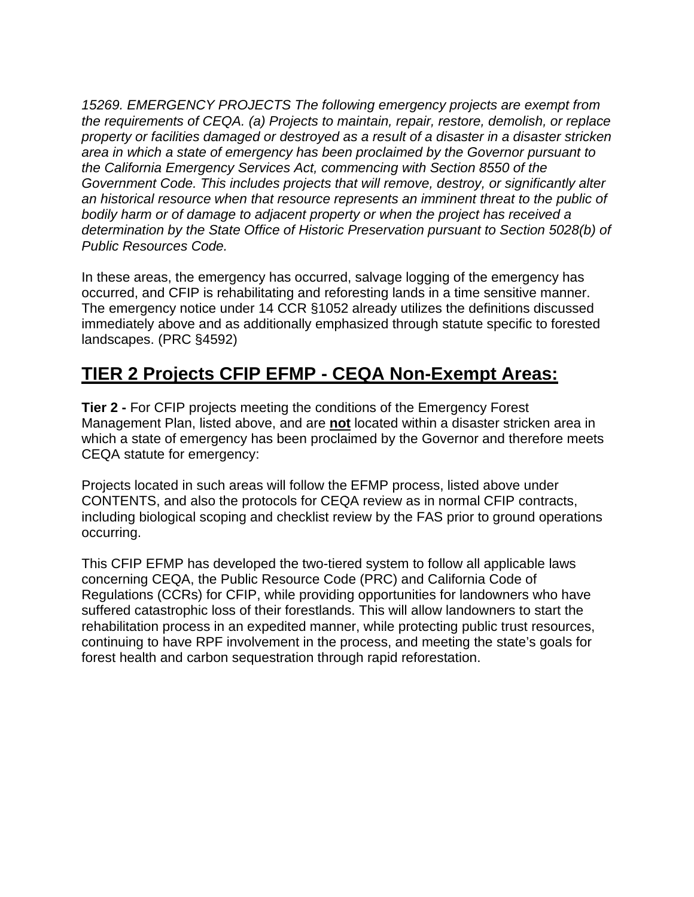*15269. EMERGENCY PROJECTS The following emergency projects are exempt from the requirements of CEQA. (a) Projects to maintain, repair, restore, demolish, or replace property or facilities damaged or destroyed as a result of a disaster in a disaster stricken area in which a state of emergency has been proclaimed by the Governor pursuant to the California Emergency Services Act, commencing with Section 8550 of the Government Code. This includes projects that will remove, destroy, or significantly alter an historical resource when that resource represents an imminent threat to the public of bodily harm or of damage to adjacent property or when the project has received a determination by the State Office of Historic Preservation pursuant to Section 5028(b) of Public Resources Code.*

In these areas, the emergency has occurred, salvage logging of the emergency has occurred, and CFIP is rehabilitating and reforesting lands in a time sensitive manner. The emergency notice under 14 CCR §1052 already utilizes the definitions discussed immediately above and as additionally emphasized through statute specific to forested landscapes. (PRC §4592)

## TIER 2 Projects CFIP EFMP - CEQA Non-Exempt Areas:

**Tier 2 -** For CFIP projects meeting the conditions of the Emergency Forest Management Plan, listed above, and are **not** located within a disaster stricken area in which a state of emergency has been proclaimed by the Governor and therefore meets CEQA statute for emergency:

Projects located in such areas will follow the EFMP process, listed above under CONTENTS, and also the protocols for CEQA review as in normal CFIP contracts, including biological scoping and checklist review by the FAS prior to ground operations occurring.

This CFIP EFMP has developed the two-tiered system to follow all applicable laws concerning CEQA, the Public Resource Code (PRC) and California Code of Regulations (CCRs) for CFIP, while providing opportunities for landowners who have suffered catastrophic loss of their forestlands. This will allow landowners to start the rehabilitation process in an expedited manner, while protecting public trust resources, continuing to have RPF involvement in the process, and meeting the state's goals for forest health and carbon sequestration through rapid reforestation.